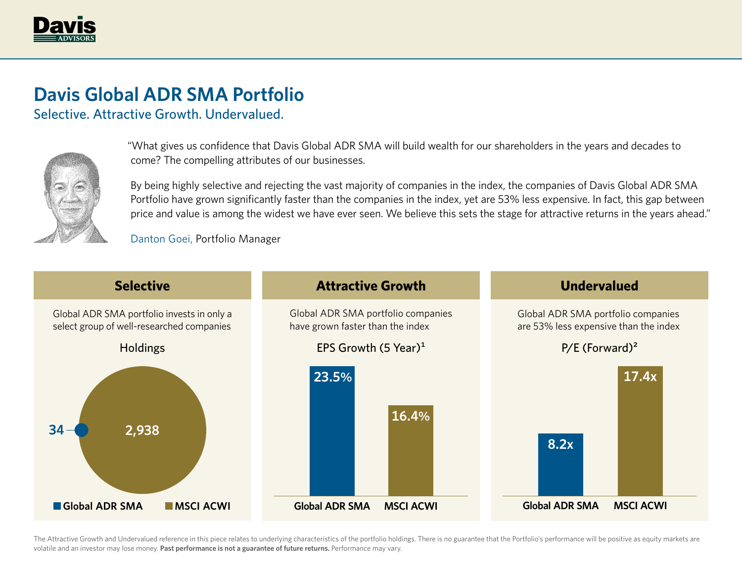# Davis Global ADR SMA Portfolio

## Selective. Attractive Growth. Undervalued.

"What gives us confidence that Davis Global ADR SMA will build wealth for our shareholders in the years and decades to come? The compelling attributes of our businesses.

By being highly selective and rejecting the vast majority of companies in the index, the companies of Davis Global ADR SMA Portfolio have grown significantly faster than the companies in the index, yet are 53% less expensive. In fact, this gap between price and value is among the widest we have ever seen. We believe this sets the stage for attractive returns in the years ahead."

Danton Goei, Portfolio Manager

### Selective

Global ADR SMA portfolio invests in only a select group of well-researched companies

Holdings

| | Holdings |
|---|---|
| Global ADR SMA | 34 |
| MSCI ACWI | 2,938 |

### Attractive Growth

Global ADR SMA portfolio companies have grown faster than the index

EPS Growth (5 Year)[1]

| | EPS Growth (5 Year) |
|---|---|
| Global ADR SMA | 23.5% |
| MSCI ACWI | 16.4% |

### Undervalued

Global ADR SMA portfolio companies are 53% less expensive than the index

P/E (Forward)[2]

| | P/E (Forward) |
|---|---|
| Global ADR SMA | 8.2x |
| MSCI ACWI | 17.4x |

The Attractive Growth and Undervalued reference in this piece relates to underlying characteristics of the portfolio holdings. There is no guarantee that the Portfolio's performance will be positive as equity markets are volatile and an investor may lose money. **Past performance is not a guarantee of future returns.** Performance may vary.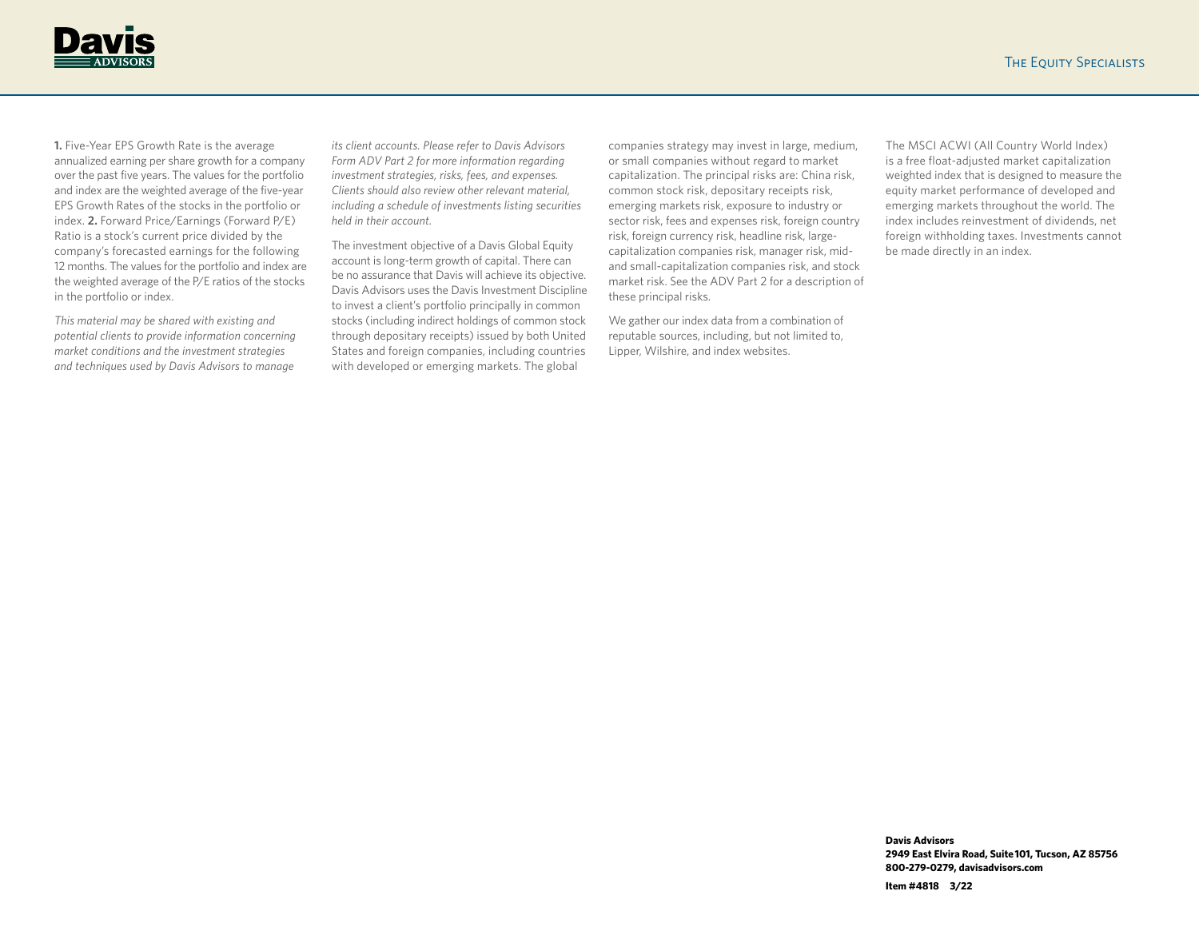**1.** Five-Year EPS Growth Rate is the average annualized earning per share growth for a company over the past five years. The values for the portfolio and index are the weighted average of the five-year EPS Growth Rates of the stocks in the portfolio or index. **2.** Forward Price/Earnings (Forward P/E) Ratio is a stock's current price divided by the company's forecasted earnings for the following 12 months. The values for the portfolio and index are the weighted average of the P/E ratios of the stocks in the portfolio or index.

*This material may be shared with existing and potential clients to provide information concerning market conditions and the investment strategies and techniques used by Davis Advisors to manage its client accounts. Please refer to Davis Advisors Form ADV Part 2 for more information regarding investment strategies, risks, fees, and expenses. Clients should also review other relevant material, including a schedule of investments listing securities held in their account.*

The investment objective of a Davis Global Equity account is long-term growth of capital. There can be no assurance that Davis will achieve its objective. Davis Advisors uses the Davis Investment Discipline to invest a client's portfolio principally in common stocks (including indirect holdings of common stock through depositary receipts) issued by both United States and foreign companies, including countries with developed or emerging markets. The global companies strategy may invest in large, medium, or small companies without regard to market capitalization. The principal risks are: China risk, common stock risk, depositary receipts risk, emerging markets risk, exposure to industry or sector risk, fees and expenses risk, foreign country risk, foreign currency risk, headline risk, large-capitalization companies risk, manager risk, mid- and small-capitalization companies risk, and stock market risk. See the ADV Part 2 for a description of these principal risks.

We gather our index data from a combination of reputable sources, including, but not limited to, Lipper, Wilshire, and index websites.

The MSCI ACWI (All Country World Index) is a free float-adjusted market capitalization weighted index that is designed to measure the equity market performance of developed and emerging markets throughout the world. The index includes reinvestment of dividends, net foreign withholding taxes. Investments cannot be made directly in an index.

**Davis Advisors**
**2949 East Elvira Road, Suite 101, Tucson, AZ 85756**
**800-279-0279, davisadvisors.com**

**Item #4818 3/22**